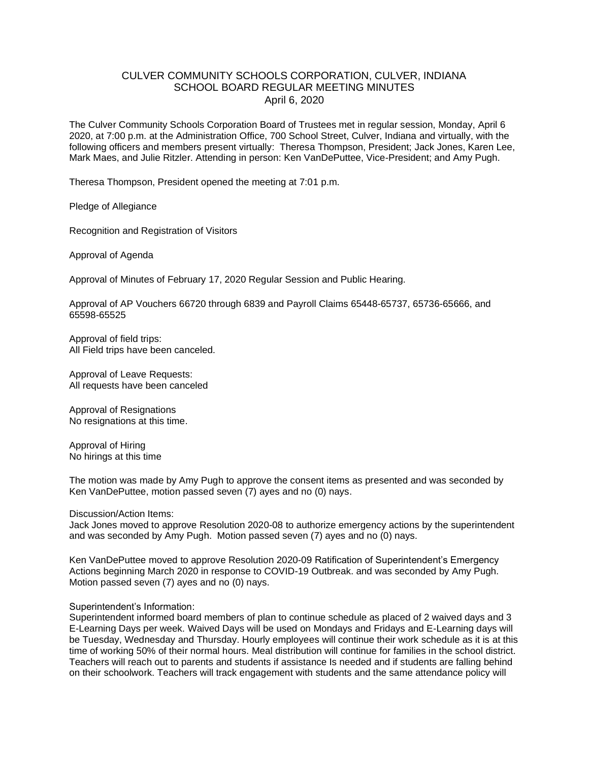# CULVER COMMUNITY SCHOOLS CORPORATION, CULVER, INDIANA
## SCHOOL BOARD REGULAR MEETING MINUTES
### April 6, 2020

The Culver Community Schools Corporation Board of Trustees met in regular session, Monday, April 6 2020, at 7:00 p.m. at the Administration Office, 700 School Street, Culver, Indiana and virtually, with the following officers and members present virtually: Theresa Thompson, President; Jack Jones, Karen Lee, Mark Maes, and Julie Ritzler. Attending in person: Ken VanDePuttee, Vice-President; and Amy Pugh.

Theresa Thompson, President opened the meeting at 7:01 p.m.

Pledge of Allegiance

Recognition and Registration of Visitors

Approval of Agenda

Approval of Minutes of February 17, 2020 Regular Session and Public Hearing.

Approval of AP Vouchers 66720 through 6839 and Payroll Claims 65448-65737, 65736-65666, and 65598-65525

Approval of field trips:
All Field trips have been canceled.

Approval of Leave Requests:
All requests have been canceled

Approval of Resignations
No resignations at this time.

Approval of Hiring
No hirings at this time

The motion was made by Amy Pugh to approve the consent items as presented and was seconded by Ken VanDePuttee, motion passed seven (7) ayes and no (0) nays.

Discussion/Action Items:
Jack Jones moved to approve Resolution 2020-08 to authorize emergency actions by the superintendent and was seconded by Amy Pugh. Motion passed seven (7) ayes and no (0) nays.

Ken VanDePuttee moved to approve Resolution 2020-09 Ratification of Superintendent's Emergency Actions beginning March 2020 in response to COVID-19 Outbreak. and was seconded by Amy Pugh. Motion passed seven (7) ayes and no (0) nays.

Superintendent's Information:
Superintendent informed board members of plan to continue schedule as placed of 2 waived days and 3 E-Learning Days per week. Waived Days will be used on Mondays and Fridays and E-Learning days will be Tuesday, Wednesday and Thursday. Hourly employees will continue their work schedule as it is at this time of working 50% of their normal hours. Meal distribution will continue for families in the school district. Teachers will reach out to parents and students if assistance Is needed and if students are falling behind on their schoolwork. Teachers will track engagement with students and the same attendance policy will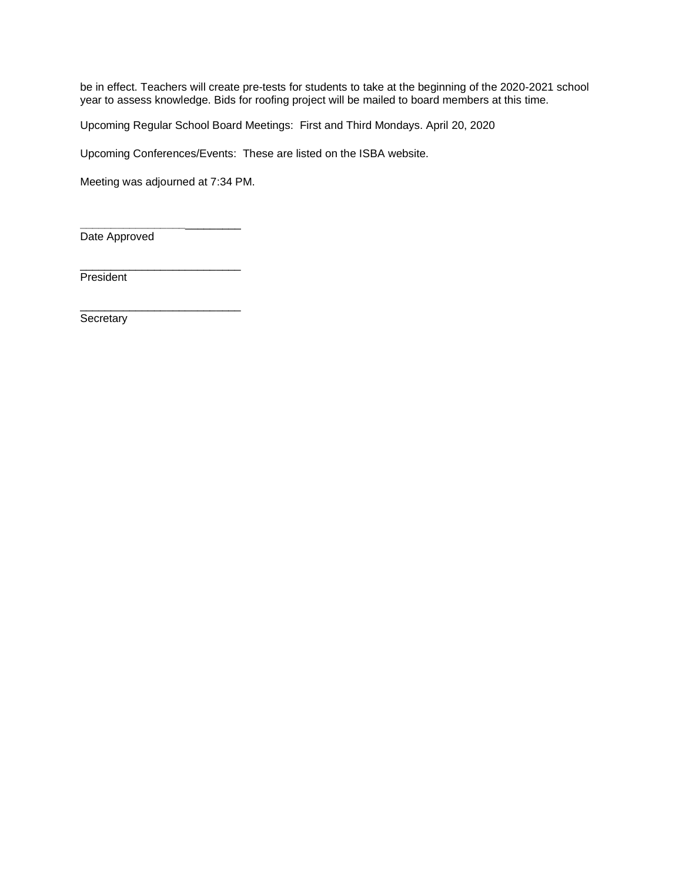be in effect. Teachers will create pre-tests for students to take at the beginning of the 2020-2021 school year to assess knowledge. Bids for roofing project will be mailed to board members at this time.

Upcoming Regular School Board Meetings: First and Third Mondays. April 20, 2020

Upcoming Conferences/Events: These are listed on the ISBA website.

Meeting was adjourned at 7:34 PM.

__________________________
Date Approved

__________________________
President

__________________________
Secretary